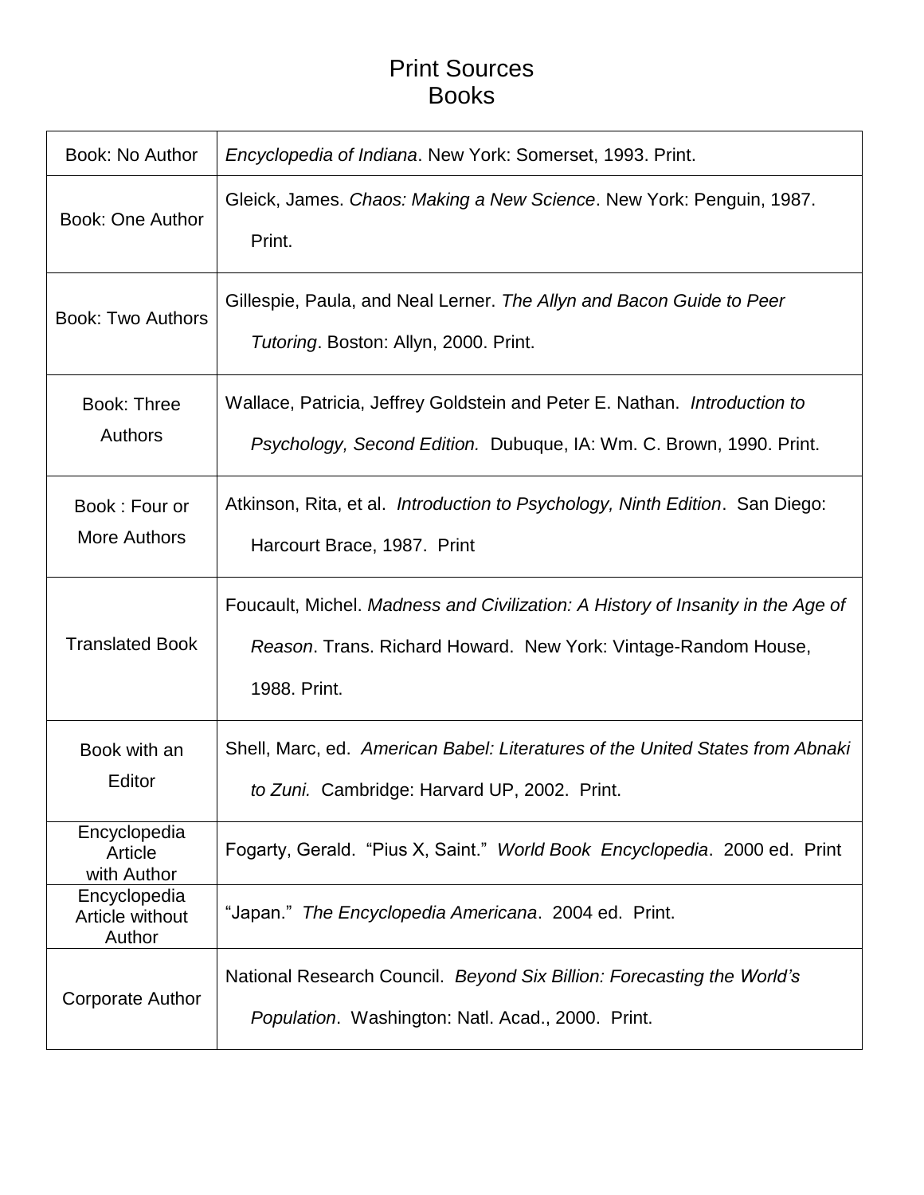# Print Sources
## Books

| | |
|---|---|
| Book: No Author | *Encyclopedia of Indiana*. New York: Somerset, 1993. Print. |
| Book: One Author | Gleick, James. *Chaos: Making a New Science*. New York: Penguin, 1987. Print. |
| Book: Two Authors | Gillespie, Paula, and Neal Lerner. *The Allyn and Bacon Guide to Peer Tutoring*. Boston: Allyn, 2000. Print. |
| Book: Three Authors | Wallace, Patricia, Jeffrey Goldstein and Peter E. Nathan. *Introduction to Psychology, Second Edition.* Dubuque, IA: Wm. C. Brown, 1990. Print. |
| Book : Four or More Authors | Atkinson, Rita, et al. *Introduction to Psychology, Ninth Edition*. San Diego: Harcourt Brace, 1987. Print |
| Translated Book | Foucault, Michel. *Madness and Civilization: A History of Insanity in the Age of Reason*. Trans. Richard Howard. New York: Vintage-Random House, 1988. Print. |
| Book with an Editor | Shell, Marc, ed. *American Babel: Literatures of the United States from Abnaki to Zuni.* Cambridge: Harvard UP, 2002. Print. |
| Encyclopedia Article with Author | Fogarty, Gerald. "Pius X, Saint." *World Book Encyclopedia*. 2000 ed. Print |
| Encyclopedia Article without Author | "Japan." *The Encyclopedia Americana*. 2004 ed. Print. |
| Corporate Author | National Research Council. *Beyond Six Billion: Forecasting the World's Population*. Washington: Natl. Acad., 2000. Print. |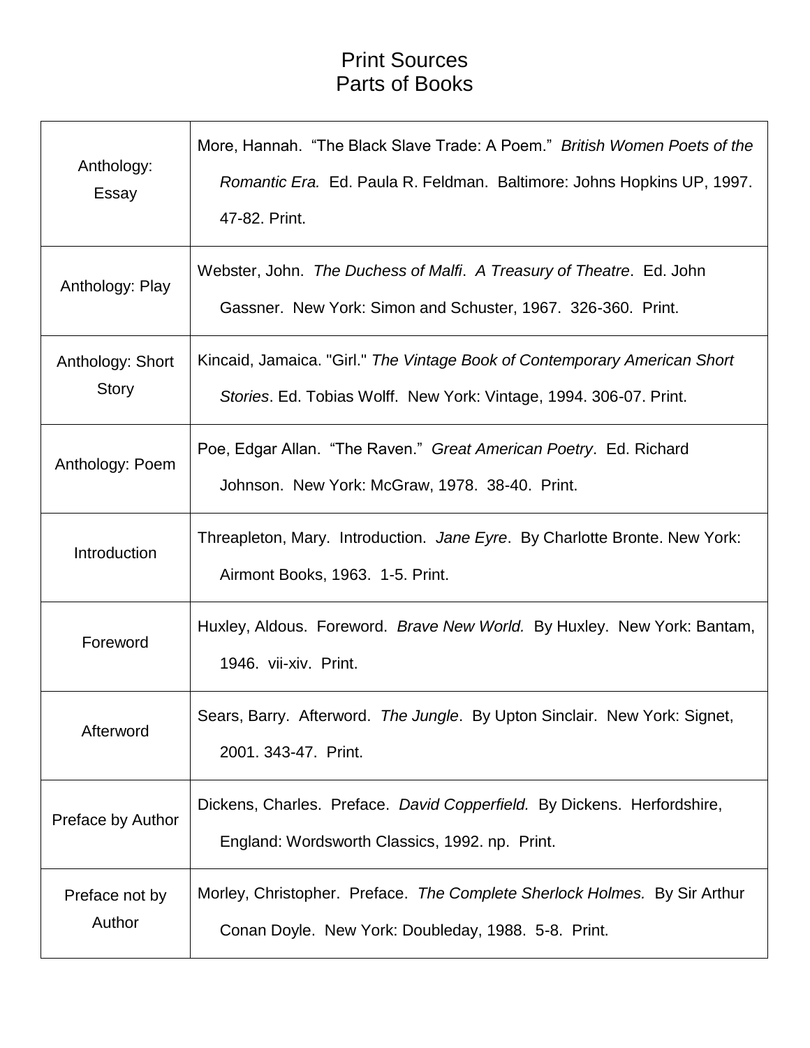# Print Sources
## Parts of Books

| | |
|---|---|
| Anthology: Essay | More, Hannah. "The Black Slave Trade: A Poem." *British Women Poets of the Romantic Era.* Ed. Paula R. Feldman. Baltimore: Johns Hopkins UP, 1997. 47-82. Print. |
| Anthology: Play | Webster, John. *The Duchess of Malfi*. *A Treasury of Theatre*. Ed. John Gassner. New York: Simon and Schuster, 1967. 326-360. Print. |
| Anthology: Short Story | Kincaid, Jamaica. "Girl." *The Vintage Book of Contemporary American Short Stories*. Ed. Tobias Wolff. New York: Vintage, 1994. 306-07. Print. |
| Anthology: Poem | Poe, Edgar Allan. "The Raven." *Great American Poetry*. Ed. Richard Johnson. New York: McGraw, 1978. 38-40. Print. |
| Introduction | Threapleton, Mary. Introduction. *Jane Eyre*. By Charlotte Bronte. New York: Airmont Books, 1963. 1-5. Print. |
| Foreword | Huxley, Aldous. Foreword. *Brave New World.* By Huxley. New York: Bantam, 1946. vii-xiv. Print. |
| Afterword | Sears, Barry. Afterword. *The Jungle*. By Upton Sinclair. New York: Signet, 2001. 343-47. Print. |
| Preface by Author | Dickens, Charles. Preface. *David Copperfield.* By Dickens. Herfordshire, England: Wordsworth Classics, 1992. np. Print. |
| Preface not by Author | Morley, Christopher. Preface. *The Complete Sherlock Holmes.* By Sir Arthur Conan Doyle. New York: Doubleday, 1988. 5-8. Print. |